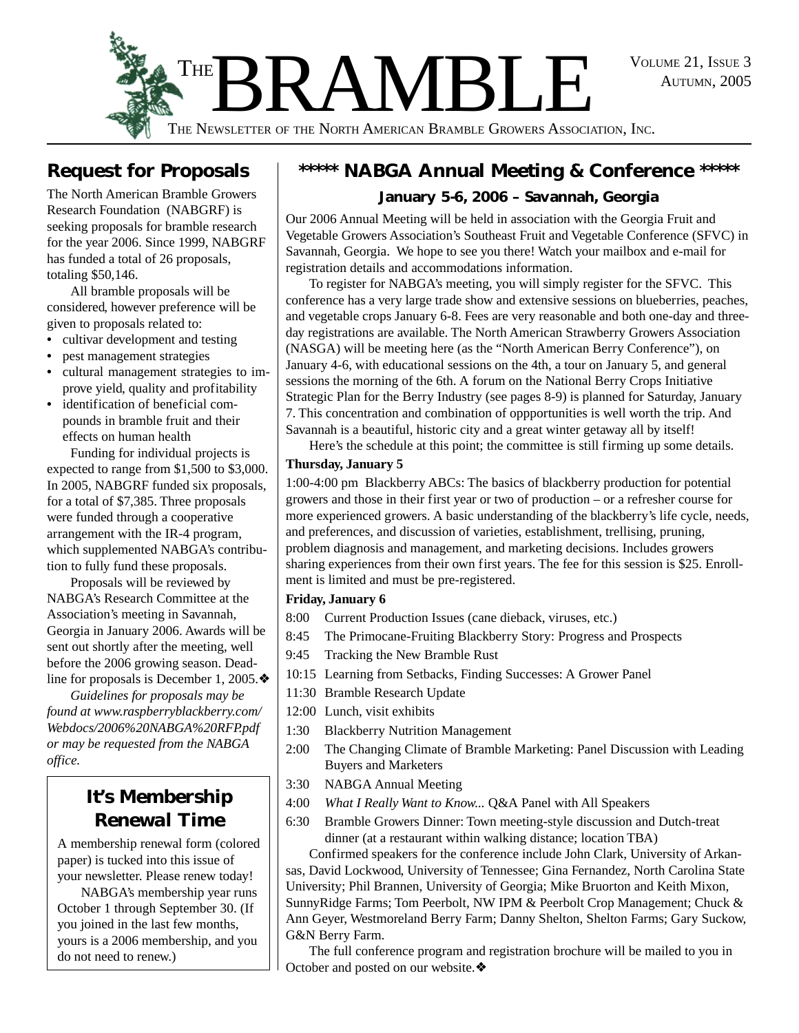# THE BRAMBLE

VOLUME 21, ISSUE 3
AUTUMN, 2005

THE NEWSLETTER OF THE NORTH AMERICAN BRAMBLE GROWERS ASSOCIATION, INC.

## Request for Proposals

The North American Bramble Growers Research Foundation (NABGRF) is seeking proposals for bramble research for the year 2006. Since 1999, NABGRF has funded a total of 26 proposals, totaling $50,146.

All bramble proposals will be considered, however preference will be given to proposals related to:

- cultivar development and testing
- pest management strategies
- cultural management strategies to improve yield, quality and profitability
- identification of beneficial compounds in bramble fruit and their effects on human health

Funding for individual projects is expected to range from $1,500 to $3,000. In 2005, NABGRF funded six proposals, for a total of $7,385. Three proposals were funded through a cooperative arrangement with the IR-4 program, which supplemented NABGA's contribution to fully fund these proposals.

Proposals will be reviewed by NABGA's Research Committee at the Association's meeting in Savannah, Georgia in January 2006. Awards will be sent out shortly after the meeting, well before the 2006 growing season. Deadline for proposals is December 1, 2005.❖

*Guidelines for proposals may be found at www.raspberryblackberry.com/Webdocs/2006%20NABGA%20RFP.pdf or may be requested from the NABGA office.*

## It's Membership Renewal Time

A membership renewal form (colored paper) is tucked into this issue of your newsletter. Please renew today!

NABGA's membership year runs October 1 through September 30. (If you joined in the last few months, yours is a 2006 membership, and you do not need to renew.)

## ***** NABGA Annual Meeting & Conference *****

### January 5-6, 2006 – Savannah, Georgia

Our 2006 Annual Meeting will be held in association with the Georgia Fruit and Vegetable Growers Association's Southeast Fruit and Vegetable Conference (SFVC) in Savannah, Georgia. We hope to see you there! Watch your mailbox and e-mail for registration details and accommodations information.

To register for NABGA's meeting, you will simply register for the SFVC. This conference has a very large trade show and extensive sessions on blueberries, peaches, and vegetable crops January 6-8. Fees are very reasonable and both one-day and three-day registrations are available. The North American Strawberry Growers Association (NASGA) will be meeting here (as the "North American Berry Conference"), on January 4-6, with educational sessions on the 4th, a tour on January 5, and general sessions the morning of the 6th. A forum on the National Berry Crops Initiative Strategic Plan for the Berry Industry (see pages 8-9) is planned for Saturday, January 7. This concentration and combination of oppportunities is well worth the trip. And Savannah is a beautiful, historic city and a great winter getaway all by itself!

Here's the schedule at this point; the committee is still firming up some details.

**Thursday, January 5**

1:00-4:00 pm Blackberry ABCs: The basics of blackberry production for potential growers and those in their first year or two of production – or a refresher course for more experienced growers. A basic understanding of the blackberry's life cycle, needs, and preferences, and discussion of varieties, establishment, trellising, pruning, problem diagnosis and management, and marketing decisions. Includes growers sharing experiences from their own first years. The fee for this session is $25. Enrollment is limited and must be pre-registered.

**Friday, January 6**

- 8:00 Current Production Issues (cane dieback, viruses, etc.)
- 8:45 The Primocane-Fruiting Blackberry Story: Progress and Prospects
- 9:45 Tracking the New Bramble Rust
- 10:15 Learning from Setbacks, Finding Successes: A Grower Panel
- 11:30 Bramble Research Update
- 12:00 Lunch, visit exhibits
- 1:30 Blackberry Nutrition Management
- 2:00 The Changing Climate of Bramble Marketing: Panel Discussion with Leading Buyers and Marketers
- 3:30 NABGA Annual Meeting
- 4:00 *What I Really Want to Know...* Q&A Panel with All Speakers
- 6:30 Bramble Growers Dinner: Town meeting-style discussion and Dutch-treat dinner (at a restaurant within walking distance; location TBA)

Confirmed speakers for the conference include John Clark, University of Arkansas, David Lockwood, University of Tennessee; Gina Fernandez, North Carolina State University; Phil Brannen, University of Georgia; Mike Bruorton and Keith Mixon, SunnyRidge Farms; Tom Peerbolt, NW IPM & Peerbolt Crop Management; Chuck & Ann Geyer, Westmoreland Berry Farm; Danny Shelton, Shelton Farms; Gary Suckow, G&N Berry Farm.

The full conference program and registration brochure will be mailed to you in October and posted on our website.❖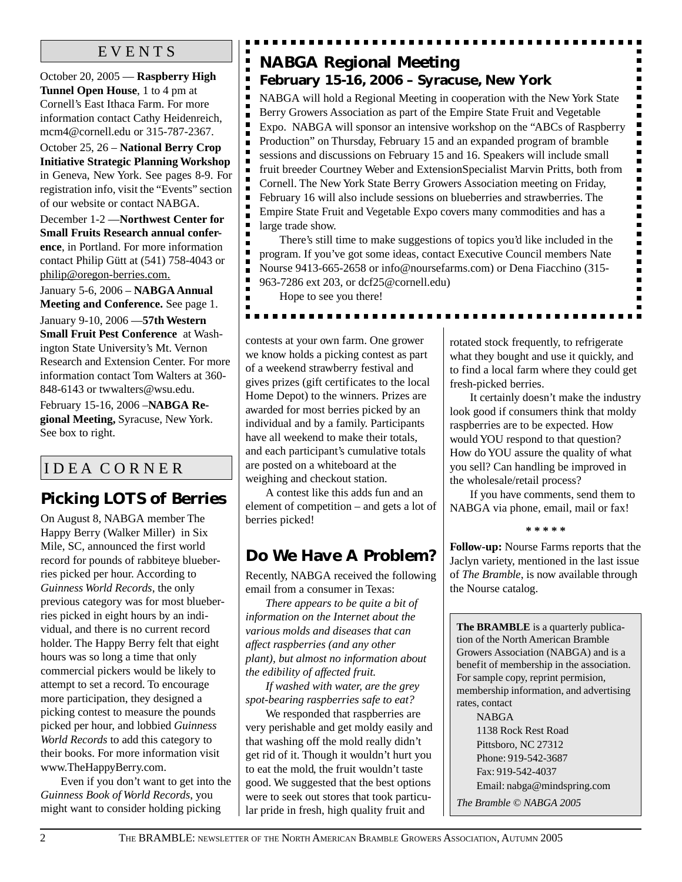## EVENTS

October 20, 2005 — **Raspberry High Tunnel Open House**, 1 to 4 pm at Cornell's East Ithaca Farm. For more information contact Cathy Heidenreich, mcm4@cornell.edu or 315-787-2367.

October 25, 26 – **National Berry Crop Initiative Strategic Planning Workshop** in Geneva, New York. See pages 8-9. For registration info, visit the "Events" section of our website or contact NABGA.

December 1-2 —**Northwest Center for Small Fruits Research annual conference**, in Portland. For more information contact Philip Gütt at (541) 758-4043 or philip@oregon-berries.com.

January 5-6, 2006 – **NABGA Annual Meeting and Conference.** See page 1.

January 9-10, 2006 —**57th Western Small Fruit Pest Conference** at Washington State University's Mt. Vernon Research and Extension Center. For more information contact Tom Walters at 360-848-6143 or twwalters@wsu.edu.

February 15-16, 2006 –**NABGA Regional Meeting,** Syracuse, New York. See box to right.

## NABGA Regional Meeting

### February 15-16, 2006 – Syracuse, New York

NABGA will hold a Regional Meeting in cooperation with the New York State Berry Growers Association as part of the Empire State Fruit and Vegetable Expo. NABGA will sponsor an intensive workshop on the "ABCs of Raspberry Production" on Thursday, February 15 and an expanded program of bramble sessions and discussions on February 15 and 16. Speakers will include small fruit breeder Courtney Weber and ExtensionSpecialist Marvin Pritts, both from Cornell. The New York State Berry Growers Association meeting on Friday, February 16 will also include sessions on blueberries and strawberries. The Empire State Fruit and Vegetable Expo covers many commodities and has a large trade show.

There's still time to make suggestions of topics you'd like included in the program. If you've got some ideas, contact Executive Council members Nate Nourse 9413-665-2658 or info@noursefarms.com) or Dena Fiacchino (315-963-7286 ext 203, or dcf25@cornell.edu)

Hope to see you there!

## IDEA CORNER

### Picking LOTS of Berries

On August 8, NABGA member The Happy Berry (Walker Miller) in Six Mile, SC, announced the first world record for pounds of rabbiteye blueberries picked per hour. According to *Guinness World Records*, the only previous category was for most blueberries picked in eight hours by an individual, and there is no current record holder. The Happy Berry felt that eight hours was so long a time that only commercial pickers would be likely to attempt to set a record. To encourage more participation, they designed a picking contest to measure the pounds picked per hour, and lobbied *Guinness World Records* to add this category to their books. For more information visit www.TheHappyBerry.com.

Even if you don't want to get into the *Guinness Book of World Records*, you might want to consider holding picking contests at your own farm. One grower we know holds a picking contest as part of a weekend strawberry festival and gives prizes (gift certificates to the local Home Depot) to the winners. Prizes are awarded for most berries picked by an individual and by a family. Participants have all weekend to make their totals, and each participant's cumulative totals are posted on a whiteboard at the weighing and checkout station.

A contest like this adds fun and an element of competition – and gets a lot of berries picked!

### Do We Have A Problem?

Recently, NABGA received the following email from a consumer in Texas:

*There appears to be quite a bit of information on the Internet about the various molds and diseases that can affect raspberries (and any other plant), but almost no information about the edibility of affected fruit.*

*If washed with water, are the grey spot-bearing raspberries safe to eat?*

We responded that raspberries are very perishable and get moldy easily and that washing off the mold really didn't get rid of it. Though it wouldn't hurt you to eat the mold, the fruit wouldn't taste good. We suggested that the best options were to seek out stores that took particular pride in fresh, high quality fruit and rotated stock frequently, to refrigerate what they bought and use it quickly, and to find a local farm where they could get fresh-picked berries.

It certainly doesn't make the industry look good if consumers think that moldy raspberries are to be expected. How would YOU respond to that question? How do YOU assure the quality of what you sell? Can handling be improved in the wholesale/retail process?

If you have comments, send them to NABGA via phone, email, mail or fax!

\* \* \* \* \*

**Follow-up:** Nourse Farms reports that the Jaclyn variety, mentioned in the last issue of *The Bramble*, is now available through the Nourse catalog.

**The BRAMBLE** is a quarterly publication of the North American Bramble Growers Association (NABGA) and is a benefit of membership in the association. For sample copy, reprint permision, membership information, and advertising rates, contact

NABGA
1138 Rock Rest Road
Pittsboro, NC 27312
Phone: 919-542-3687
Fax: 919-542-4037
Email: nabga@mindspring.com

*The Bramble © NABGA 2005*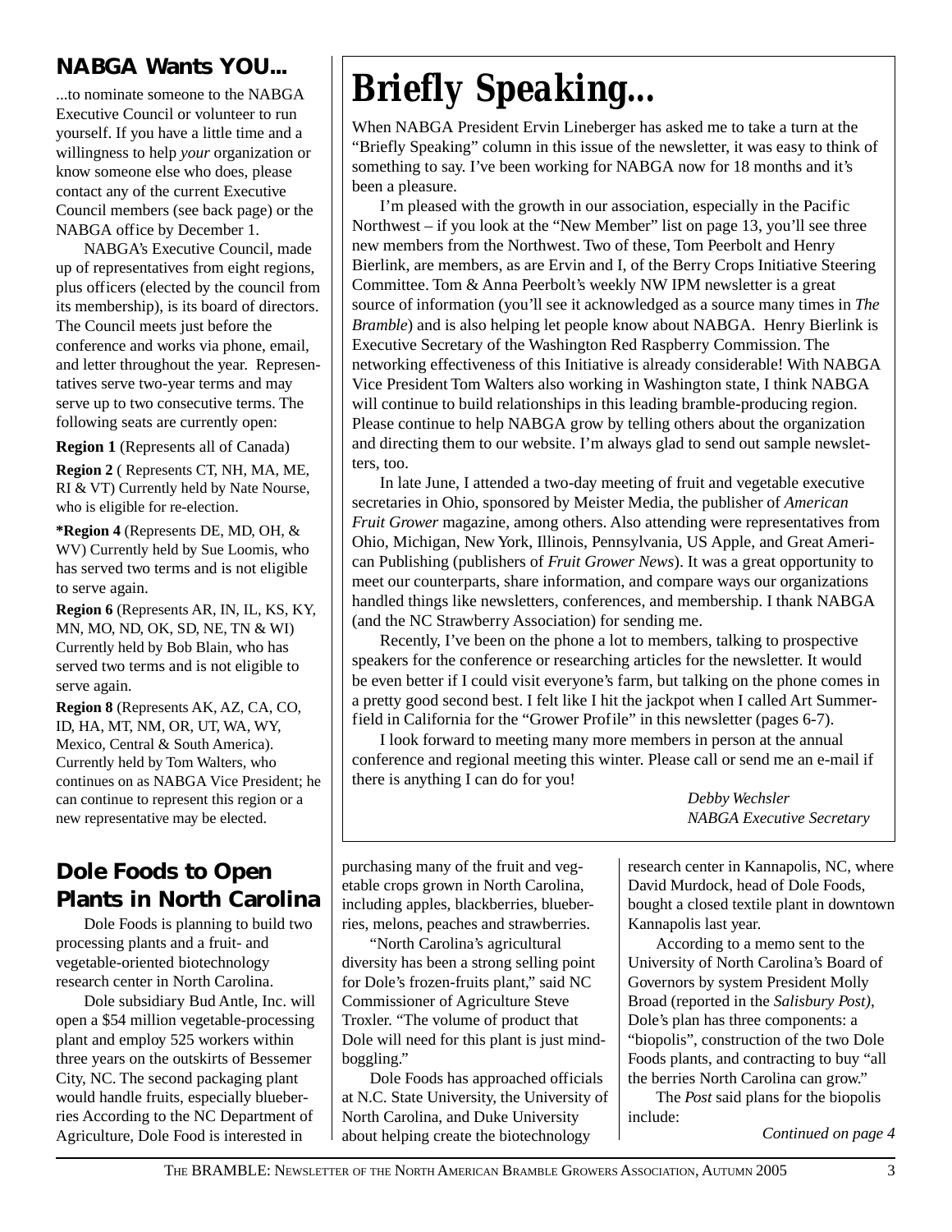## NABGA Wants YOU...

...to nominate someone to the NABGA Executive Council or volunteer to run yourself. If you have a little time and a willingness to help *your* organization or know someone else who does, please contact any of the current Executive Council members (see back page) or the NABGA office by December 1.

NABGA's Executive Council, made up of representatives from eight regions, plus officers (elected by the council from its membership), is its board of directors. The Council meets just before the conference and works via phone, email, and letter throughout the year. Representatives serve two-year terms and may serve up to two consecutive terms. The following seats are currently open:

**Region 1** (Represents all of Canada)

**Region 2** ( Represents CT, NH, MA, ME, RI & VT) Currently held by Nate Nourse, who is eligible for re-election.

***Region 4** (Represents DE, MD, OH, & WV) Currently held by Sue Loomis, who has served two terms and is not eligible to serve again.

**Region 6** (Represents AR, IN, IL, KS, KY, MN, MO, ND, OK, SD, NE, TN & WI) Currently held by Bob Blain, who has served two terms and is not eligible to serve again.

**Region 8** (Represents AK, AZ, CA, CO, ID, HA, MT, NM, OR, UT, WA, WY, Mexico, Central & South America). Currently held by Tom Walters, who continues on as NABGA Vice President; he can continue to represent this region or a new representative may be elected.

# Briefly Speaking...

When NABGA President Ervin Lineberger has asked me to take a turn at the "Briefly Speaking" column in this issue of the newsletter, it was easy to think of something to say. I've been working for NABGA now for 18 months and it's been a pleasure.

I'm pleased with the growth in our association, especially in the Pacific Northwest – if you look at the "New Member" list on page 13, you'll see three new members from the Northwest. Two of these, Tom Peerbolt and Henry Bierlink, are members, as are Ervin and I, of the Berry Crops Initiative Steering Committee. Tom & Anna Peerbolt's weekly NW IPM newsletter is a great source of information (you'll see it acknowledged as a source many times in *The Bramble*) and is also helping let people know about NABGA. Henry Bierlink is Executive Secretary of the Washington Red Raspberry Commission. The networking effectiveness of this Initiative is already considerable! With NABGA Vice President Tom Walters also working in Washington state, I think NABGA will continue to build relationships in this leading bramble-producing region. Please continue to help NABGA grow by telling others about the organization and directing them to our website. I'm always glad to send out sample newsletters, too.

In late June, I attended a two-day meeting of fruit and vegetable executive secretaries in Ohio, sponsored by Meister Media, the publisher of *American Fruit Grower* magazine, among others. Also attending were representatives from Ohio, Michigan, New York, Illinois, Pennsylvania, US Apple, and Great American Publishing (publishers of *Fruit Grower News*). It was a great opportunity to meet our counterparts, share information, and compare ways our organizations handled things like newsletters, conferences, and membership. I thank NABGA (and the NC Strawberry Association) for sending me.

Recently, I've been on the phone a lot to members, talking to prospective speakers for the conference or researching articles for the newsletter. It would be even better if I could visit everyone's farm, but talking on the phone comes in a pretty good second best. I felt like I hit the jackpot when I called Art Summerfield in California for the "Grower Profile" in this newsletter (pages 6-7).

I look forward to meeting many more members in person at the annual conference and regional meeting this winter. Please call or send me an e-mail if there is anything I can do for you!

*Debby Wechsler*
*NABGA Executive Secretary*

## Dole Foods to Open Plants in North Carolina

Dole Foods is planning to build two processing plants and a fruit- and vegetable-oriented biotechnology research center in North Carolina.

Dole subsidiary Bud Antle, Inc. will open a $54 million vegetable-processing plant and employ 525 workers within three years on the outskirts of Bessemer City, NC. The second packaging plant would handle fruits, especially blueberries According to the NC Department of Agriculture, Dole Food is interested in purchasing many of the fruit and vegetable crops grown in North Carolina, including apples, blackberries, blueberries, melons, peaches and strawberries.

"North Carolina's agricultural diversity has been a strong selling point for Dole's frozen-fruits plant," said NC Commissioner of Agriculture Steve Troxler. "The volume of product that Dole will need for this plant is just mind-boggling."

Dole Foods has approached officials at N.C. State University, the University of North Carolina, and Duke University about helping create the biotechnology research center in Kannapolis, NC, where David Murdock, head of Dole Foods, bought a closed textile plant in downtown Kannapolis last year.

According to a memo sent to the University of North Carolina's Board of Governors by system President Molly Broad (reported in the *Salisbury Post)*, Dole's plan has three components: a "biopolis", construction of the two Dole Foods plants, and contracting to buy "all the berries North Carolina can grow."

The *Post* said plans for the biopolis include:

*Continued on page 4*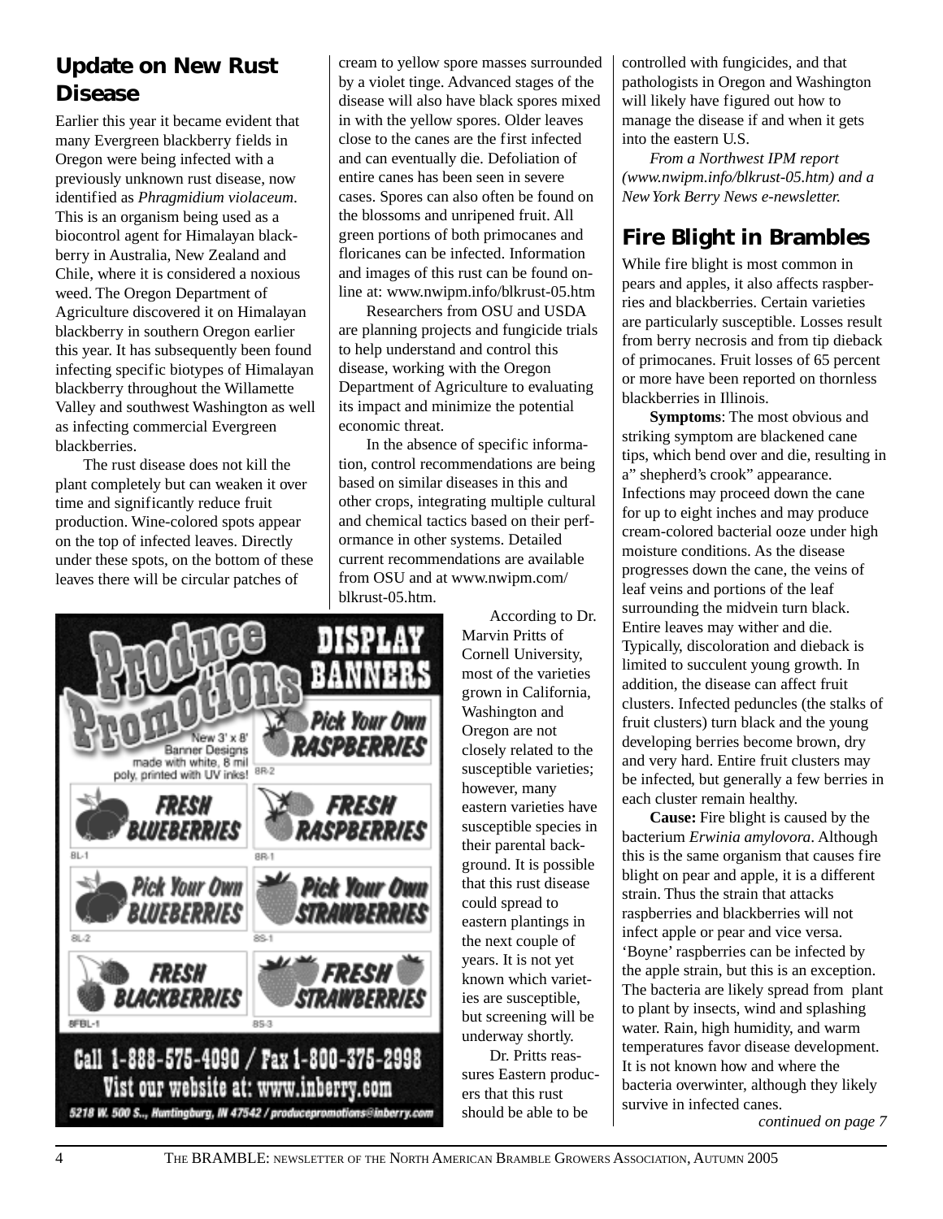## Update on New Rust Disease

Earlier this year it became evident that many Evergreen blackberry fields in Oregon were being infected with a previously unknown rust disease, now identified as *Phragmidium violaceum*. This is an organism being used as a biocontrol agent for Himalayan blackberry in Australia, New Zealand and Chile, where it is considered a noxious weed. The Oregon Department of Agriculture discovered it on Himalayan blackberry in southern Oregon earlier this year. It has subsequently been found infecting specific biotypes of Himalayan blackberry throughout the Willamette Valley and southwest Washington as well as infecting commercial Evergreen blackberries.

The rust disease does not kill the plant completely but can weaken it over time and significantly reduce fruit production. Wine-colored spots appear on the top of infected leaves. Directly under these spots, on the bottom of these leaves there will be circular patches of cream to yellow spore masses surrounded by a violet tinge. Advanced stages of the disease will also have black spores mixed in with the yellow spores. Older leaves close to the canes are the first infected and can eventually die. Defoliation of entire canes has been seen in severe cases. Spores can also often be found on the blossoms and unripened fruit. All green portions of both primocanes and floricanes can be infected. Information and images of this rust can be found online at: www.nwipm.info/blkrust-05.htm

Researchers from OSU and USDA are planning projects and fungicide trials to help understand and control this disease, working with the Oregon Department of Agriculture to evaluating its impact and minimize the potential economic threat.

In the absence of specific information, control recommendations are being based on similar diseases in this and other crops, integrating multiple cultural and chemical tactics based on their performance in other systems. Detailed current recommendations are available from OSU and at www.nwipm.com/blkrust-05.htm.

According to Dr. Marvin Pritts of Cornell University, most of the varieties grown in California, Washington and Oregon are not closely related to the susceptible varieties; however, many eastern varieties have susceptible species in their parental background. It is possible that this rust disease could spread to eastern plantings in the next couple of years. It is not yet known which varieties are susceptible, but screening will be underway shortly.

Dr. Pritts reassures Eastern producers that this rust should be able to be controlled with fungicides, and that pathologists in Oregon and Washington will likely have figured out how to manage the disease if and when it gets into the eastern U.S.

*From a Northwest IPM report (www.nwipm.info/blkrust-05.htm) and a New York Berry News e-newsletter.*

Produce Promotions DISPLAY BANNERS
New 3' x 8' Banner Designs made with white, 8 mil poly, printed with UV inks!

Pick Your Own RASPBERRIES (BR-2) · FRESH BLUEBERRIES (BL-1) · FRESH RASPBERRIES (BR-1) · Pick Your Own BLUEBERRIES (BL-2) · Pick Your Own STRAWBERRIES (BS-1) · FRESH BLACKBERRIES (BFBL-1) · FRESH STRAWBERRIES (BS-3)

Call 1-888-575-4090 / Fax 1-800-375-2998
Vist our website at: www.inberry.com
5218 W. 500 S., Huntingburg, IN 47542 / producepromotions@inberry.com

## Fire Blight in Brambles

While fire blight is most common in pears and apples, it also affects raspberries and blackberries. Certain varieties are particularly susceptible. Losses result from berry necrosis and from tip dieback of primocanes. Fruit losses of 65 percent or more have been reported on thornless blackberries in Illinois.

**Symptoms**: The most obvious and striking symptom are blackened cane tips, which bend over and die, resulting in a" shepherd's crook" appearance. Infections may proceed down the cane for up to eight inches and may produce cream-colored bacterial ooze under high moisture conditions. As the disease progresses down the cane, the veins of leaf veins and portions of the leaf surrounding the midvein turn black. Entire leaves may wither and die. Typically, discoloration and dieback is limited to succulent young growth. In addition, the disease can affect fruit clusters. Infected peduncles (the stalks of fruit clusters) turn black and the young developing berries become brown, dry and very hard. Entire fruit clusters may be infected, but generally a few berries in each cluster remain healthy.

**Cause:** Fire blight is caused by the bacterium *Erwinia amylovora*. Although this is the same organism that causes fire blight on pear and apple, it is a different strain. Thus the strain that attacks raspberries and blackberries will not infect apple or pear and vice versa. 'Boyne' raspberries can be infected by the apple strain, but this is an exception. The bacteria are likely spread from plant to plant by insects, wind and splashing water. Rain, high humidity, and warm temperatures favor disease development. It is not known how and where the bacteria overwinter, although they likely survive in infected canes.

*continued on page 7*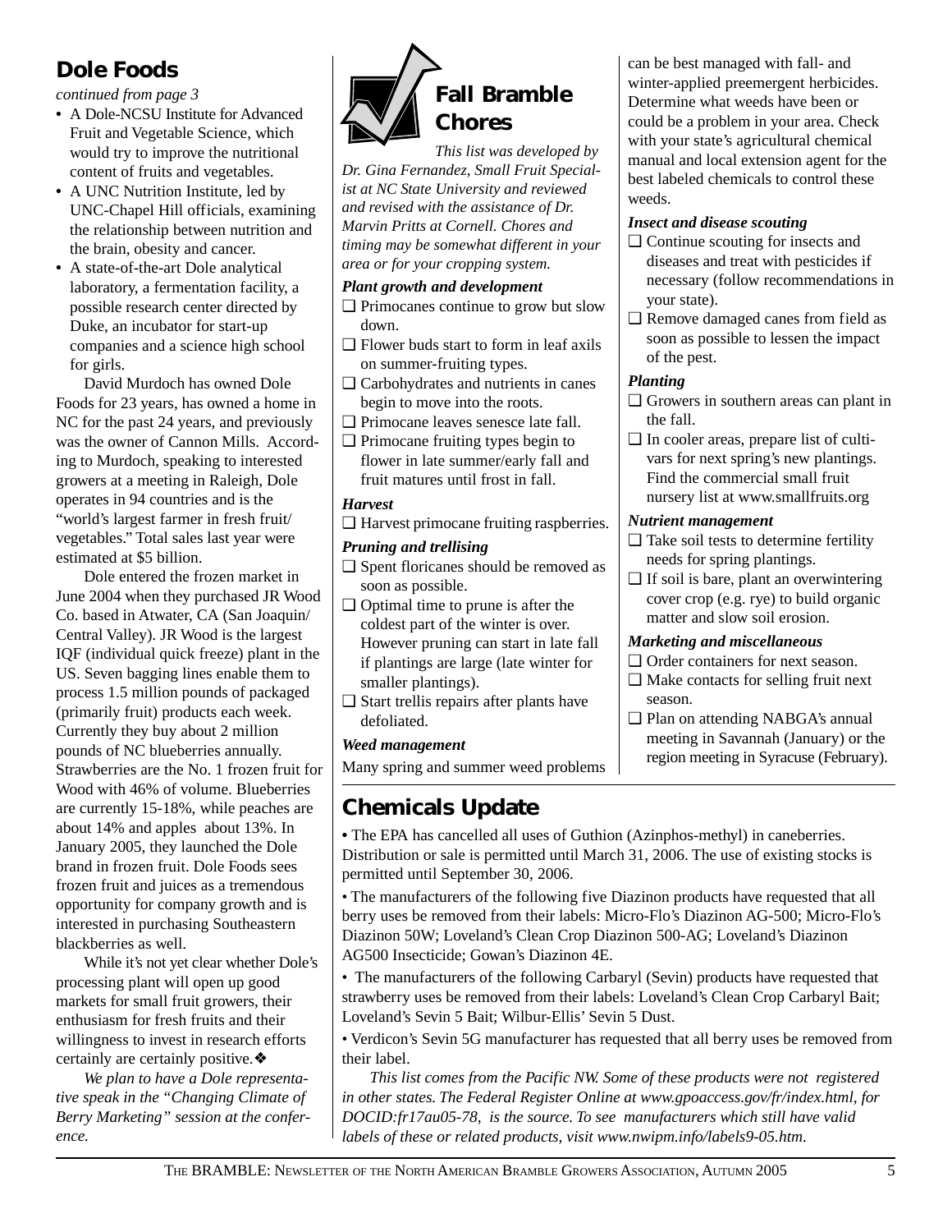## Dole Foods

*continued from page 3*

- A Dole-NCSU Institute for Advanced Fruit and Vegetable Science, which would try to improve the nutritional content of fruits and vegetables.
- A UNC Nutrition Institute, led by UNC-Chapel Hill officials, examining the relationship between nutrition and the brain, obesity and cancer.
- A state-of-the-art Dole analytical laboratory, a fermentation facility, a possible research center directed by Duke, an incubator for start-up companies and a science high school for girls.

David Murdoch has owned Dole Foods for 23 years, has owned a home in NC for the past 24 years, and previously was the owner of Cannon Mills. According to Murdoch, speaking to interested growers at a meeting in Raleigh, Dole operates in 94 countries and is the "world's largest farmer in fresh fruit/ vegetables." Total sales last year were estimated at $5 billion.

Dole entered the frozen market in June 2004 when they purchased JR Wood Co. based in Atwater, CA (San Joaquin/ Central Valley). JR Wood is the largest IQF (individual quick freeze) plant in the US. Seven bagging lines enable them to process 1.5 million pounds of packaged (primarily fruit) products each week. Currently they buy about 2 million pounds of NC blueberries annually. Strawberries are the No. 1 frozen fruit for Wood with 46% of volume. Blueberries are currently 15-18%, while peaches are about 14% and apples about 13%. In January 2005, they launched the Dole brand in frozen fruit. Dole Foods sees frozen fruit and juices as a tremendous opportunity for company growth and is interested in purchasing Southeastern blackberries as well.

While it's not yet clear whether Dole's processing plant will open up good markets for small fruit growers, their enthusiasm for fresh fruits and their willingness to invest in research efforts certainly are certainly positive.❖

*We plan to have a Dole representative speak in the "Changing Climate of Berry Marketing" session at the conference.*

## Fall Bramble Chores

*This list was developed by Dr. Gina Fernandez, Small Fruit Specialist at NC State University and reviewed and revised with the assistance of Dr. Marvin Pritts at Cornell. Chores and timing may be somewhat different in your area or for your cropping system.*

***Plant growth and development***

- ❑ Primocanes continue to grow but slow down.
- ❑ Flower buds start to form in leaf axils on summer-fruiting types.
- ❑ Carbohydrates and nutrients in canes begin to move into the roots.
- ❑ Primocane leaves senesce late fall.
- ❑ Primocane fruiting types begin to flower in late summer/early fall and fruit matures until frost in fall.

***Harvest***

- ❑ Harvest primocane fruiting raspberries.

***Pruning and trellising***

- ❑ Spent floricanes should be removed as soon as possible.
- ❑ Optimal time to prune is after the coldest part of the winter is over. However pruning can start in late fall if plantings are large (late winter for smaller plantings).
- ❑ Start trellis repairs after plants have defoliated.

***Weed management***

Many spring and summer weed problems can be best managed with fall- and winter-applied preemergent herbicides. Determine what weeds have been or could be a problem in your area. Check with your state's agricultural chemical manual and local extension agent for the best labeled chemicals to control these weeds.

***Insect and disease scouting***

- ❑ Continue scouting for insects and diseases and treat with pesticides if necessary (follow recommendations in your state).
- ❑ Remove damaged canes from field as soon as possible to lessen the impact of the pest.

***Planting***

- ❑ Growers in southern areas can plant in the fall.
- ❑ In cooler areas, prepare list of cultivars for next spring's new plantings. Find the commercial small fruit nursery list at www.smallfruits.org

***Nutrient management***

- ❑ Take soil tests to determine fertility needs for spring plantings.
- ❑ If soil is bare, plant an overwintering cover crop (e.g. rye) to build organic matter and slow soil erosion.

***Marketing and miscellaneous***

- ❑ Order containers for next season.
- ❑ Make contacts for selling fruit next season.
- ❑ Plan on attending NABGA's annual meeting in Savannah (January) or the region meeting in Syracuse (February).

## Chemicals Update

- The EPA has cancelled all uses of Guthion (Azinphos-methyl) in caneberries. Distribution or sale is permitted until March 31, 2006. The use of existing stocks is permitted until September 30, 2006.
- The manufacturers of the following five Diazinon products have requested that all berry uses be removed from their labels: Micro-Flo's Diazinon AG-500; Micro-Flo's Diazinon 50W; Loveland's Clean Crop Diazinon 500-AG; Loveland's Diazinon AG500 Insecticide; Gowan's Diazinon 4E.
- The manufacturers of the following Carbaryl (Sevin) products have requested that strawberry uses be removed from their labels: Loveland's Clean Crop Carbaryl Bait; Loveland's Sevin 5 Bait; Wilbur-Ellis' Sevin 5 Dust.
- Verdicon's Sevin 5G manufacturer has requested that all berry uses be removed from their label.

*This list comes from the Pacific NW. Some of these products were not registered in other states. The Federal Register Online at www.gpoaccess.gov/fr/index.html, for DOCID:fr17au05-78, is the source. To see manufacturers which still have valid labels of these or related products, visit www.nwipm.info/labels9-05.htm.*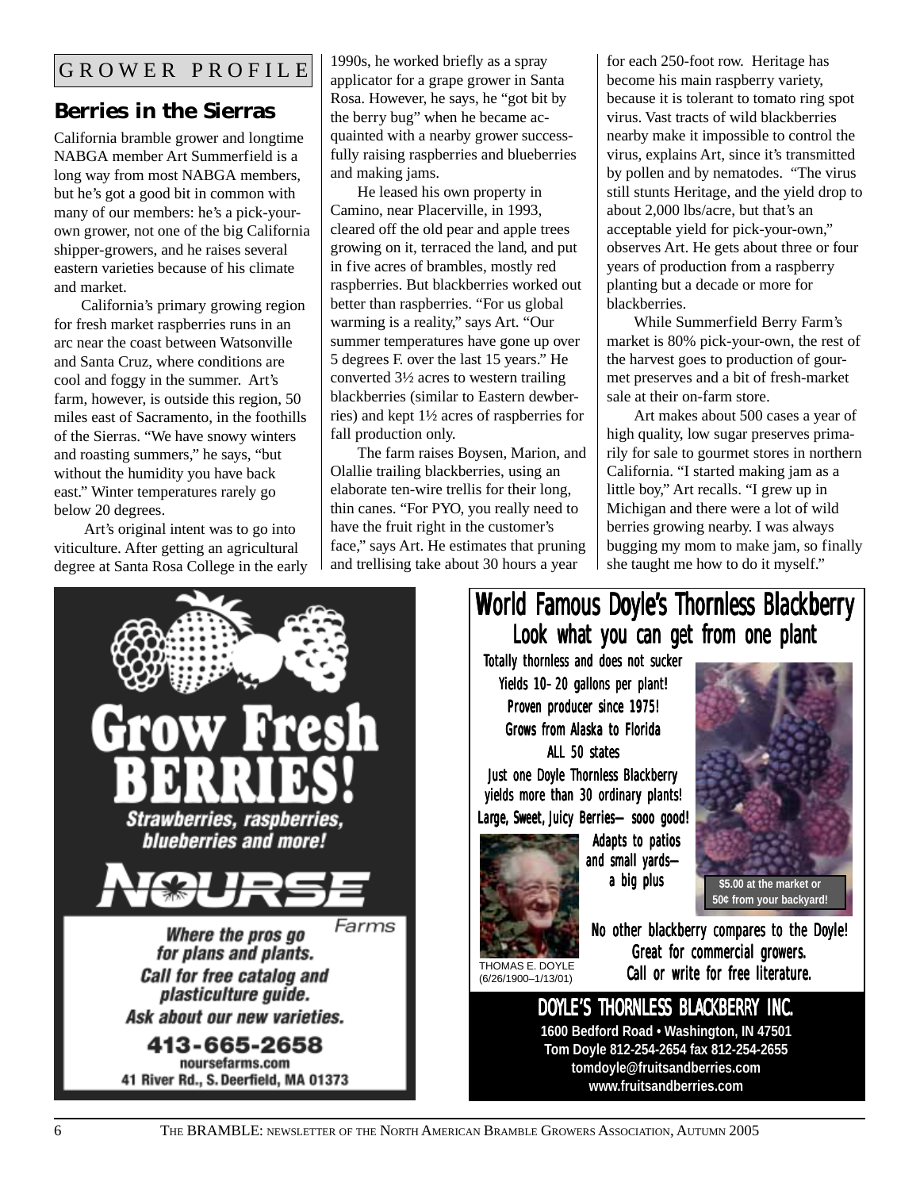GROWER PROFILE

## Berries in the Sierras

California bramble grower and longtime NABGA member Art Summerfield is a long way from most NABGA members, but he's got a good bit in common with many of our members: he's a pick-your-own grower, not one of the big California shipper-growers, and he raises several eastern varieties because of his climate and market.

California's primary growing region for fresh market raspberries runs in an arc near the coast between Watsonville and Santa Cruz, where conditions are cool and foggy in the summer. Art's farm, however, is outside this region, 50 miles east of Sacramento, in the foothills of the Sierras. "We have snowy winters and roasting summers," he says, "but without the humidity you have back east." Winter temperatures rarely go below 20 degrees.

Art's original intent was to go into viticulture. After getting an agricultural degree at Santa Rosa College in the early 1990s, he worked briefly as a spray applicator for a grape grower in Santa Rosa. However, he says, he "got bit by the berry bug" when he became acquainted with a nearby grower successfully raising raspberries and blueberries and making jams.

He leased his own property in Camino, near Placerville, in 1993, cleared off the old pear and apple trees growing on it, terraced the land, and put in five acres of brambles, mostly red raspberries. But blackberries worked out better than raspberries. "For us global warming is a reality," says Art. "Our summer temperatures have gone up over 5 degrees F. over the last 15 years." He converted 3½ acres to western trailing blackberries (similar to Eastern dewberries) and kept 1½ acres of raspberries for fall production only.

The farm raises Boysen, Marion, and Olallie trailing blackberries, using an elaborate ten-wire trellis for their long, thin canes. "For PYO, you really need to have the fruit right in the customer's face," says Art. He estimates that pruning and trellising take about 30 hours a year for each 250-foot row. Heritage has become his main raspberry variety, because it is tolerant to tomato ring spot virus. Vast tracts of wild blackberries nearby make it impossible to control the virus, explains Art, since it's transmitted by pollen and by nematodes. "The virus still stunts Heritage, and the yield drop to about 2,000 lbs/acre, but that's an acceptable yield for pick-your-own," observes Art. He gets about three or four years of production from a raspberry planting but a decade or more for blackberries.

While Summerfield Berry Farm's market is 80% pick-your-own, the rest of the harvest goes to production of gourmet preserves and a bit of fresh-market sale at their on-farm store.

Art makes about 500 cases a year of high quality, low sugar preserves primarily for sale to gourmet stores in northern California. "I started making jam as a little boy," Art recalls. "I grew up in Michigan and there were a lot of wild berries growing nearby. I was always bugging my mom to make jam, so finally she taught me how to do it myself."

---

**Grow Fresh BERRIES!**

*Strawberries, raspberries, blueberries and more!*

**NOURSE** Farms

*Where the pros go for plans and plants.*
*Call for free catalog and plasticulture guide.*
*Ask about our new varieties.*

**413-665-2658**
noursefarms.com
41 River Rd., S. Deerfield, MA 01373

---

**World Famous Doyle's Thornless Blackberry**
**Look what you can get from one plant**

Totally thornless and does not sucker
Yields 10–20 gallons per plant!
Proven producer since 1975!
Grows from Alaska to Florida
ALL 50 states
Just one Doyle Thornless Blackberry yields more than 30 ordinary plants!
Large, Sweet, Juicy Berries— sooo good!
Adapts to patios and small yards— a big plus

$5.00 at the market or 50¢ from your backyard!

THOMAS E. DOYLE (6/26/1900–1/13/01)

No other blackberry compares to the Doyle!
Great for commercial growers.
Call or write for free literature.

**DOYLE'S THORNLESS BLACKBERRY INC.**
1600 Bedford Road • Washington, IN 47501
Tom Doyle 812-254-2654 fax 812-254-2655
tomdoyle@fruitsandberries.com
www.fruitsandberries.com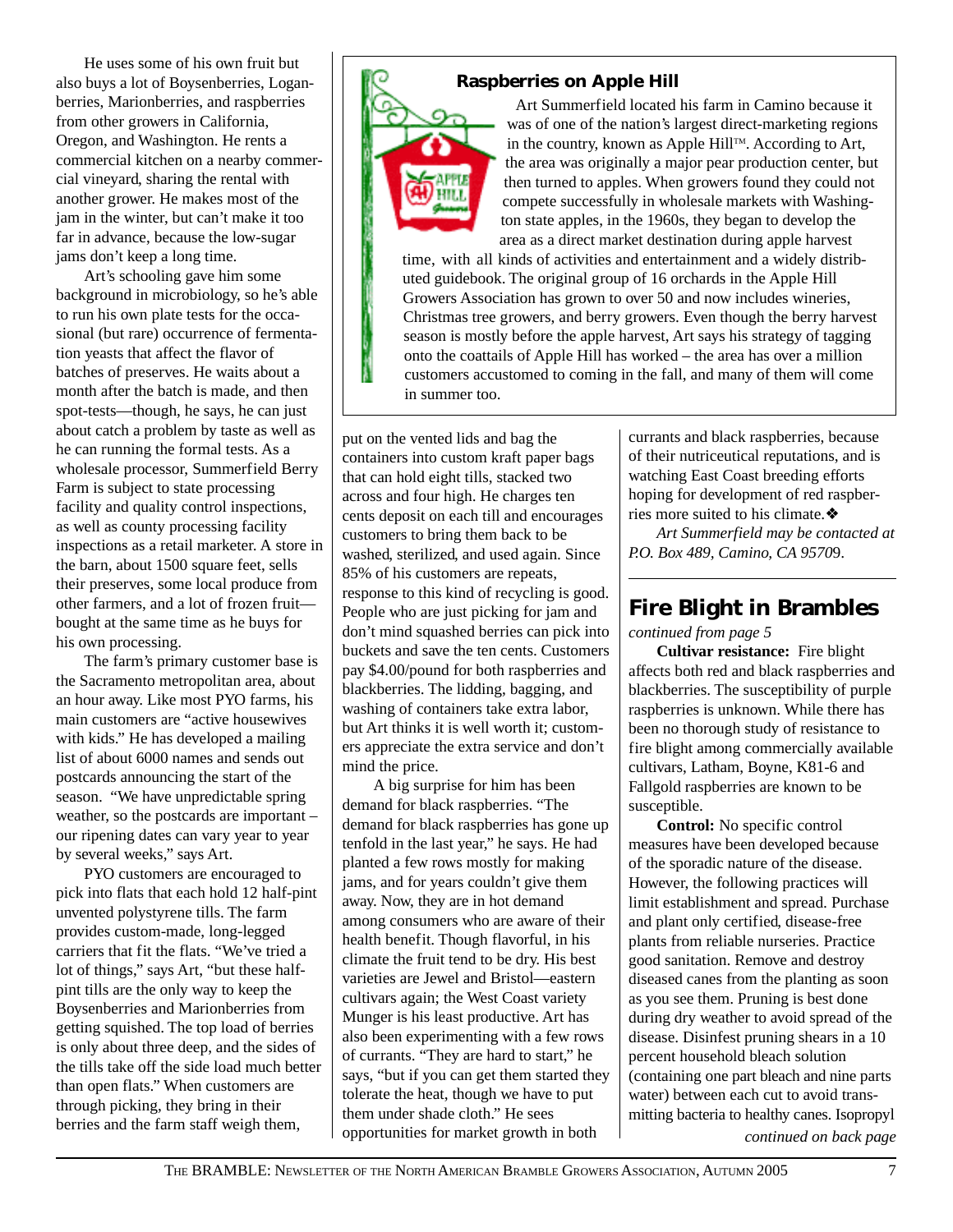He uses some of his own fruit but also buys a lot of Boysenberries, Loganberries, Marionberries, and raspberries from other growers in California, Oregon, and Washington. He rents a commercial kitchen on a nearby commercial vineyard, sharing the rental with another grower. He makes most of the jam in the winter, but can't make it too far in advance, because the low-sugar jams don't keep a long time.

Art's schooling gave him some background in microbiology, so he's able to run his own plate tests for the occasional (but rare) occurrence of fermentation yeasts that affect the flavor of batches of preserves. He waits about a month after the batch is made, and then spot-tests—though, he says, he can just about catch a problem by taste as well as he can running the formal tests. As a wholesale processor, Summerfield Berry Farm is subject to state processing facility and quality control inspections, as well as county processing facility inspections as a retail marketer. A store in the barn, about 1500 square feet, sells their preserves, some local produce from other farmers, and a lot of frozen fruit—bought at the same time as he buys for his own processing.

The farm's primary customer base is the Sacramento metropolitan area, about an hour away. Like most PYO farms, his main customers are "active housewives with kids." He has developed a mailing list of about 6000 names and sends out postcards announcing the start of the season. "We have unpredictable spring weather, so the postcards are important – our ripening dates can vary year to year by several weeks," says Art.

PYO customers are encouraged to pick into flats that each hold 12 half-pint unvented polystyrene tills. The farm provides custom-made, long-legged carriers that fit the flats. "We've tried a lot of things," says Art, "but these half-pint tills are the only way to keep the Boysenberries and Marionberries from getting squished. The top load of berries is only about three deep, and the sides of the tills take off the side load much better than open flats." When customers are through picking, they bring in their berries and the farm staff weigh them, put on the vented lids and bag the containers into custom kraft paper bags that can hold eight tills, stacked two across and four high. He charges ten cents deposit on each till and encourages customers to bring them back to be washed, sterilized, and used again. Since 85% of his customers are repeats, response to this kind of recycling is good. People who are just picking for jam and don't mind squashed berries can pick into buckets and save the ten cents. Customers pay $4.00/pound for both raspberries and blackberries. The lidding, bagging, and washing of containers take extra labor, but Art thinks it is well worth it; customers appreciate the extra service and don't mind the price.

A big surprise for him has been demand for black raspberries. "The demand for black raspberries has gone up tenfold in the last year," he says. He had planted a few rows mostly for making jams, and for years couldn't give them away. Now, they are in hot demand among consumers who are aware of their health benefit. Though flavorful, in his climate the fruit tend to be dry. His best varieties are Jewel and Bristol—eastern cultivars again; the West Coast variety Munger is his least productive. Art has also been experimenting with a few rows of currants. "They are hard to start," he says, "but if you can get them started they tolerate the heat, though we have to put them under shade cloth." He sees opportunities for market growth in both currants and black raspberries, because of their nutriceutical reputations, and is watching East Coast breeding efforts hoping for development of red raspberries more suited to his climate.❖

*Art Summerfield may be contacted at P.O. Box 489, Camino, CA 95709.*

### Raspberries on Apple Hill

Art Summerfield located his farm in Camino because it was of one of the nation's largest direct-marketing regions in the country, known as Apple Hill™. According to Art, the area was originally a major pear production center, but then turned to apples. When growers found they could not compete successfully in wholesale markets with Washington state apples, in the 1960s, they began to develop the area as a direct market destination during apple harvest time, with all kinds of activities and entertainment and a widely distributed guidebook. The original group of 16 orchards in the Apple Hill Growers Association has grown to over 50 and now includes wineries, Christmas tree growers, and berry growers. Even though the berry harvest season is mostly before the apple harvest, Art says his strategy of tagging onto the coattails of Apple Hill has worked – the area has over a million customers accustomed to coming in the fall, and many of them will come in summer too.

## Fire Blight in Brambles

*continued from page 5*

**Cultivar resistance:** Fire blight affects both red and black raspberries and blackberries. The susceptibility of purple raspberries is unknown. While there has been no thorough study of resistance to fire blight among commercially available cultivars, Latham, Boyne, K81-6 and Fallgold raspberries are known to be susceptible.

**Control:** No specific control measures have been developed because of the sporadic nature of the disease. However, the following practices will limit establishment and spread. Purchase and plant only certified, disease-free plants from reliable nurseries. Practice good sanitation. Remove and destroy diseased canes from the planting as soon as you see them. Pruning is best done during dry weather to avoid spread of the disease. Disinfest pruning shears in a 10 percent household bleach solution (containing one part bleach and nine parts water) between each cut to avoid transmitting bacteria to healthy canes. Isopropyl

*continued on back page*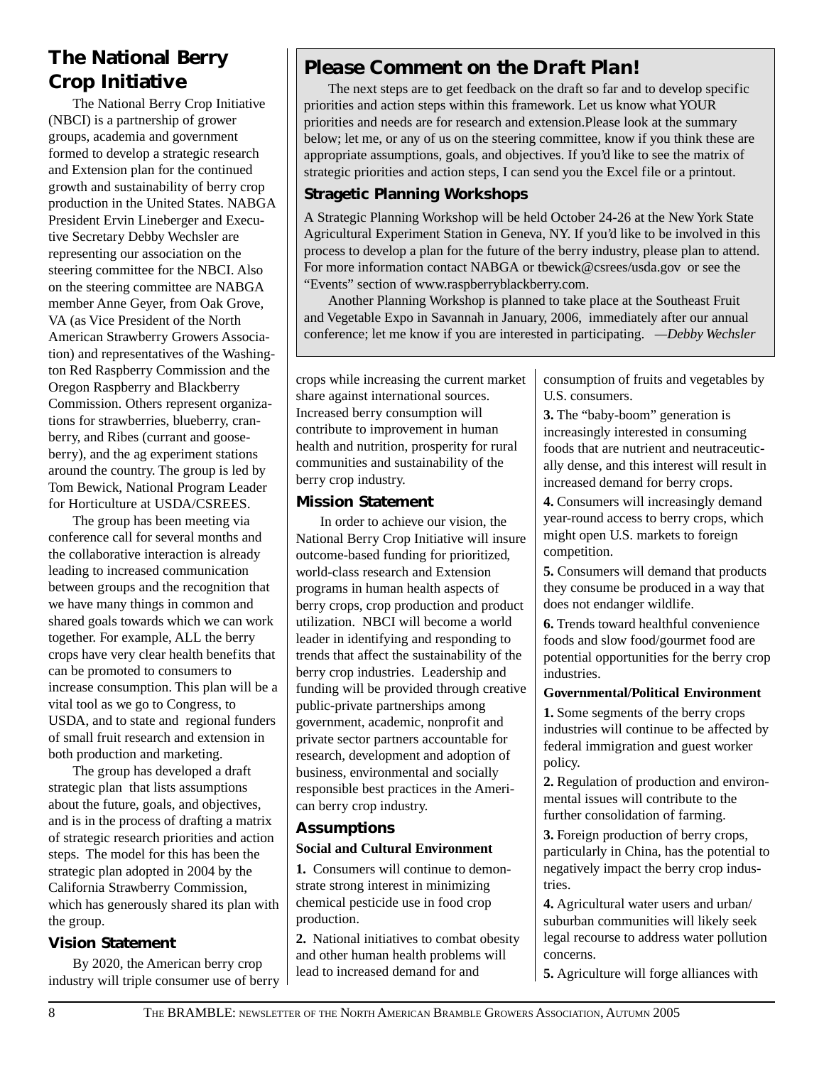## The National Berry Crop Initiative

The National Berry Crop Initiative (NBCI) is a partnership of grower groups, academia and government formed to develop a strategic research and Extension plan for the continued growth and sustainability of berry crop production in the United States. NABGA President Ervin Lineberger and Executive Secretary Debby Wechsler are representing our association on the steering committee for the NBCI. Also on the steering committee are NABGA member Anne Geyer, from Oak Grove, VA (as Vice President of the North American Strawberry Growers Association) and representatives of the Washington Red Raspberry Commission and the Oregon Raspberry and Blackberry Commission. Others represent organizations for strawberries, blueberry, cranberry, and Ribes (currant and gooseberry), and the ag experiment stations around the country. The group is led by Tom Bewick, National Program Leader for Horticulture at USDA/CSREES.

The group has been meeting via conference call for several months and the collaborative interaction is already leading to increased communication between groups and the recognition that we have many things in common and shared goals towards which we can work together. For example, ALL the berry crops have very clear health benefits that can be promoted to consumers to increase consumption. This plan will be a vital tool as we go to Congress, to USDA, and to state and regional funders of small fruit research and extension in both production and marketing.

The group has developed a draft strategic plan that lists assumptions about the future, goals, and objectives, and is in the process of drafting a matrix of strategic research priorities and action steps. The model for this has been the strategic plan adopted in 2004 by the California Strawberry Commission, which has generously shared its plan with the group.

### Vision Statement

By 2020, the American berry crop industry will triple consumer use of berry crops while increasing the current market share against international sources. Increased berry consumption will contribute to improvement in human health and nutrition, prosperity for rural communities and sustainability of the berry crop industry.

### Mission Statement

In order to achieve our vision, the National Berry Crop Initiative will insure outcome-based funding for prioritized, world-class research and Extension programs in human health aspects of berry crops, crop production and product utilization. NBCI will become a world leader in identifying and responding to trends that affect the sustainability of the berry crop industries. Leadership and funding will be provided through creative public-private partnerships among government, academic, nonprofit and private sector partners accountable for research, development and adoption of business, environmental and socially responsible best practices in the American berry crop industry.

### Assumptions

**Social and Cultural Environment**

**1.** Consumers will continue to demonstrate strong interest in minimizing chemical pesticide use in food crop production.

**2.** National initiatives to combat obesity and other human health problems will lead to increased demand for and consumption of fruits and vegetables by U.S. consumers.

**3.** The "baby-boom" generation is increasingly interested in consuming foods that are nutrient and neutraceutically dense, and this interest will result in increased demand for berry crops.

**4.** Consumers will increasingly demand year-round access to berry crops, which might open U.S. markets to foreign competition.

**5.** Consumers will demand that products they consume be produced in a way that does not endanger wildlife.

**6.** Trends toward healthful convenience foods and slow food/gourmet food are potential opportunities for the berry crop industries.

**Governmental/Political Environment**

**1.** Some segments of the berry crops industries will continue to be affected by federal immigration and guest worker policy.

**2.** Regulation of production and environmental issues will contribute to the further consolidation of farming.

**3.** Foreign production of berry crops, particularly in China, has the potential to negatively impact the berry crop industries.

**4.** Agricultural water users and urban/suburban communities will likely seek legal recourse to address water pollution concerns.

**5.** Agriculture will forge alliances with

---

## Please Comment on the Draft Plan!

The next steps are to get feedback on the draft so far and to develop specific priorities and action steps within this framework. Let us know what YOUR priorities and needs are for research and extension. Please look at the summary below; let me, or any of us on the steering committee, know if you think these are appropriate assumptions, goals, and objectives. If you'd like to see the matrix of strategic priorities and action steps, I can send you the Excel file or a printout.

### Stragetic Planning Workshops

A Strategic Planning Workshop will be held October 24-26 at the New York State Agricultural Experiment Station in Geneva, NY. If you'd like to be involved in this process to develop a plan for the future of the berry industry, please plan to attend. For more information contact NABGA or tbewick@csrees/usda.gov or see the "Events" section of www.raspberryblackberry.com.

Another Planning Workshop is planned to take place at the Southeast Fruit and Vegetable Expo in Savannah in January, 2006, immediately after our annual conference; let me know if you are interested in participating. —*Debby Wechsler*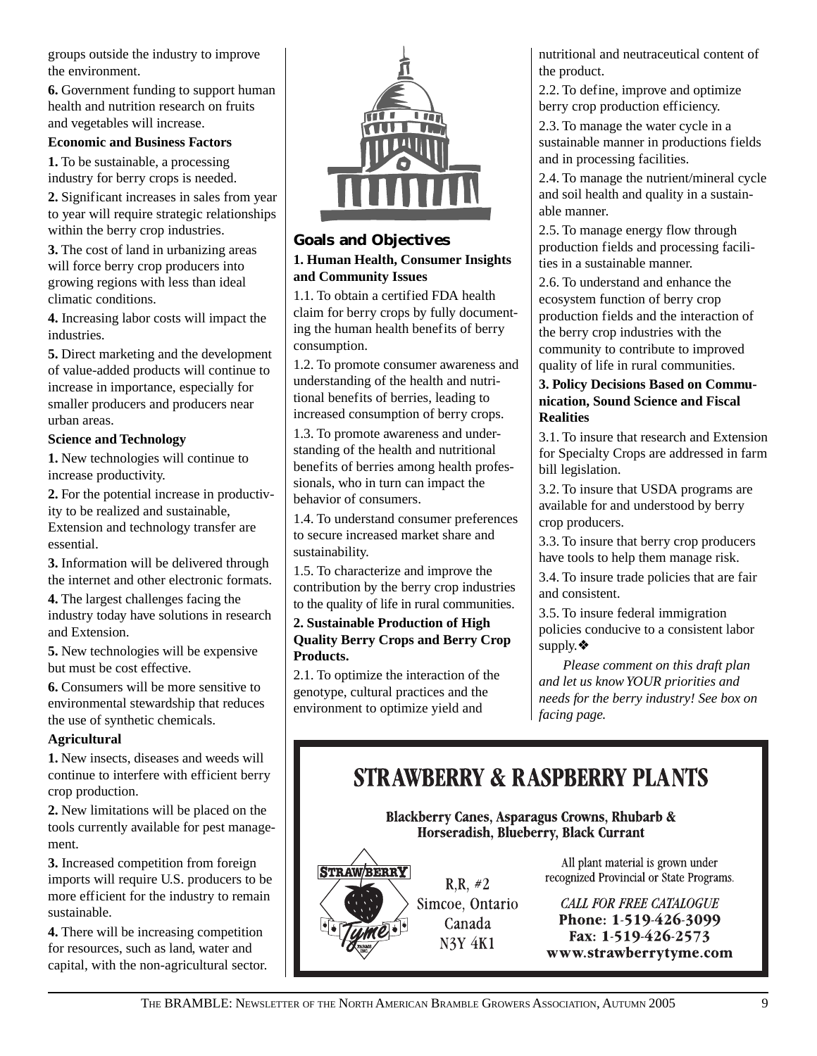groups outside the industry to improve the environment.

**6.** Government funding to support human health and nutrition research on fruits and vegetables will increase.

**Economic and Business Factors**

**1.** To be sustainable, a processing industry for berry crops is needed.

**2.** Significant increases in sales from year to year will require strategic relationships within the berry crop industries.

**3.** The cost of land in urbanizing areas will force berry crop producers into growing regions with less than ideal climatic conditions.

**4.** Increasing labor costs will impact the industries.

**5.** Direct marketing and the development of value-added products will continue to increase in importance, especially for smaller producers and producers near urban areas.

**Science and Technology**

**1.** New technologies will continue to increase productivity.

**2.** For the potential increase in productivity to be realized and sustainable, Extension and technology transfer are essential.

**3.** Information will be delivered through the internet and other electronic formats.

**4.** The largest challenges facing the industry today have solutions in research and Extension.

**5.** New technologies will be expensive but must be cost effective.

**6.** Consumers will be more sensitive to environmental stewardship that reduces the use of synthetic chemicals.

**Agricultural**

**1.** New insects, diseases and weeds will continue to interfere with efficient berry crop production.

**2.** New limitations will be placed on the tools currently available for pest management.

**3.** Increased competition from foreign imports will require U.S. producers to be more efficient for the industry to remain sustainable.

**4.** There will be increasing competition for resources, such as land, water and capital, with the non-agricultural sector.

## Goals and Objectives

**1. Human Health, Consumer Insights and Community Issues**

1.1. To obtain a certified FDA health claim for berry crops by fully documenting the human health benefits of berry consumption.

1.2. To promote consumer awareness and understanding of the health and nutritional benefits of berries, leading to increased consumption of berry crops.

1.3. To promote awareness and understanding of the health and nutritional benefits of berries among health professionals, who in turn can impact the behavior of consumers.

1.4. To understand consumer preferences to secure increased market share and sustainability.

1.5. To characterize and improve the contribution by the berry crop industries to the quality of life in rural communities.

**2. Sustainable Production of High Quality Berry Crops and Berry Crop Products.**

2.1. To optimize the interaction of the genotype, cultural practices and the environment to optimize yield and nutritional and neutraceutical content of the product.

2.2. To define, improve and optimize berry crop production efficiency.

2.3. To manage the water cycle in a sustainable manner in productions fields and in processing facilities.

2.4. To manage the nutrient/mineral cycle and soil health and quality in a sustainable manner.

2.5. To manage energy flow through production fields and processing facilities in a sustainable manner.

2.6. To understand and enhance the ecosystem function of berry crop production fields and the interaction of the berry crop industries with the community to contribute to improved quality of life in rural communities.

**3. Policy Decisions Based on Communication, Sound Science and Fiscal Realities**

3.1. To insure that research and Extension for Specialty Crops are addressed in farm bill legislation.

3.2. To insure that USDA programs are available for and understood by berry crop producers.

3.3. To insure that berry crop producers have tools to help them manage risk.

3.4. To insure trade policies that are fair and consistent.

3.5. To insure federal immigration policies conducive to a consistent labor supply.❖

*Please comment on this draft plan and let us know YOUR priorities and needs for the berry industry! See box on facing page.*

---

**STRAWBERRY & RASPBERRY PLANTS**

**Blackberry Canes, Asparagus Crowns, Rhubarb & Horseradish, Blueberry, Black Currant**

STRAWBERRY Tyme FARMS INC.

R.R. #2
Simcoe, Ontario
Canada
N3Y 4K1

All plant material is grown under recognized Provincial or State Programs.

*CALL FOR FREE CATALOGUE*
**Phone: 1-519-426-3099**
**Fax: 1-519-426-2573**
**www.strawberrytyme.com**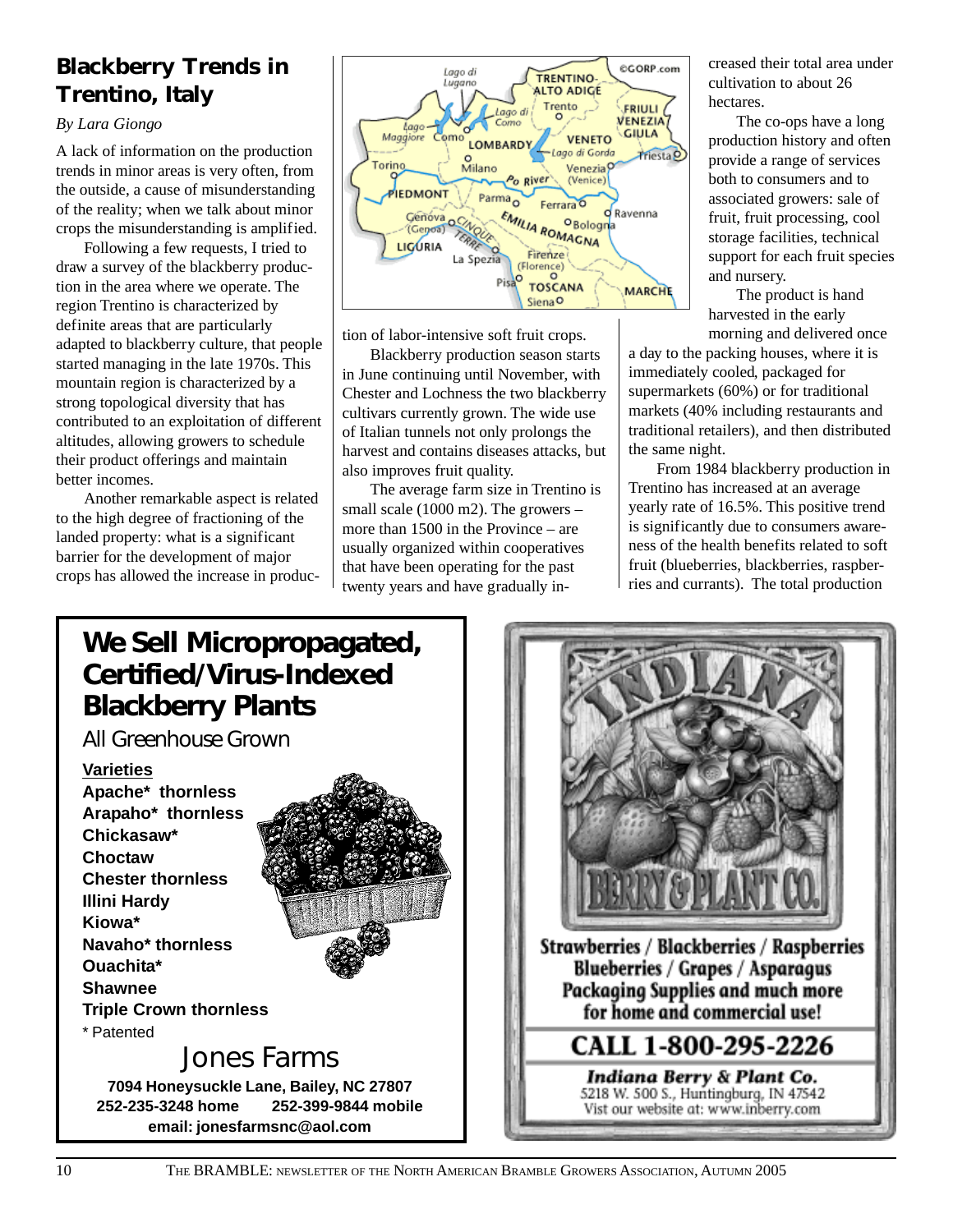## Blackberry Trends in Trentino, Italy

*By Lara Giongo*

A lack of information on the production trends in minor areas is very often, from the outside, a cause of misunderstanding of the reality; when we talk about minor crops the misunderstanding is amplified.

Following a few requests, I tried to draw a survey of the blackberry production in the area where we operate. The region Trentino is characterized by definite areas that are particularly adapted to blackberry culture, that people started managing in the late 1970s. This mountain region is characterized by a strong topological diversity that has contributed to an exploitation of different altitudes, allowing growers to schedule their product offerings and maintain better incomes.

Another remarkable aspect is related to the high degree of fractioning of the landed property: what is a significant barrier for the development of major crops has allowed the increase in production of labor-intensive soft fruit crops.

Blackberry production season starts in June continuing until November, with Chester and Lochness the two blackberry cultivars currently grown. The wide use of Italian tunnels not only prolongs the harvest and contains diseases attacks, but also improves fruit quality.

The average farm size in Trentino is small scale (1000 m2). The growers – more than 1500 in the Province – are usually organized within cooperatives that have been operating for the past twenty years and have gradually increased their total area under cultivation to about 26 hectares.

The co-ops have a long production history and often provide a range of services both to consumers and to associated growers: sale of fruit, fruit processing, cool storage facilities, technical support for each fruit species and nursery.

The product is hand harvested in the early morning and delivered once a day to the packing houses, where it is immediately cooled, packaged for supermarkets (60%) or for traditional markets (40% including restaurants and traditional retailers), and then distributed the same night.

From 1984 blackberry production in Trentino has increased at an average yearly rate of 16.5%. This positive trend is significantly due to consumers awareness of the health benefits related to soft fruit (blueberries, blackberries, raspberries and currants). The total production

---

# We Sell Micropropagated, Certified/Virus-Indexed Blackberry Plants

All Greenhouse Grown

**Varieties**

**Apache* thornless**
**Arapaho* thornless**
**Chickasaw***
**Choctaw**
**Chester thornless**
**Illini Hardy**
**Kiowa***
**Navaho* thornless**
**Ouachita***
**Shawnee**
**Triple Crown thornless**

* Patented

Jones Farms

**7094 Honeysuckle Lane, Bailey, NC 27807**
**252-235-3248 home 252-399-9844 mobile**
**email: jonesfarmsnc@aol.com**

---

INDIANA BERRY & PLANT CO.

**Strawberries / Blackberries / Raspberries**
**Blueberries / Grapes / Asparagus**
**Packaging Supplies and much more for home and commercial use!**

**CALL 1-800-295-2226**

***Indiana Berry & Plant Co.***
5218 W. 500 S., Huntingburg, IN 47542
Vist our website at: www.inberry.com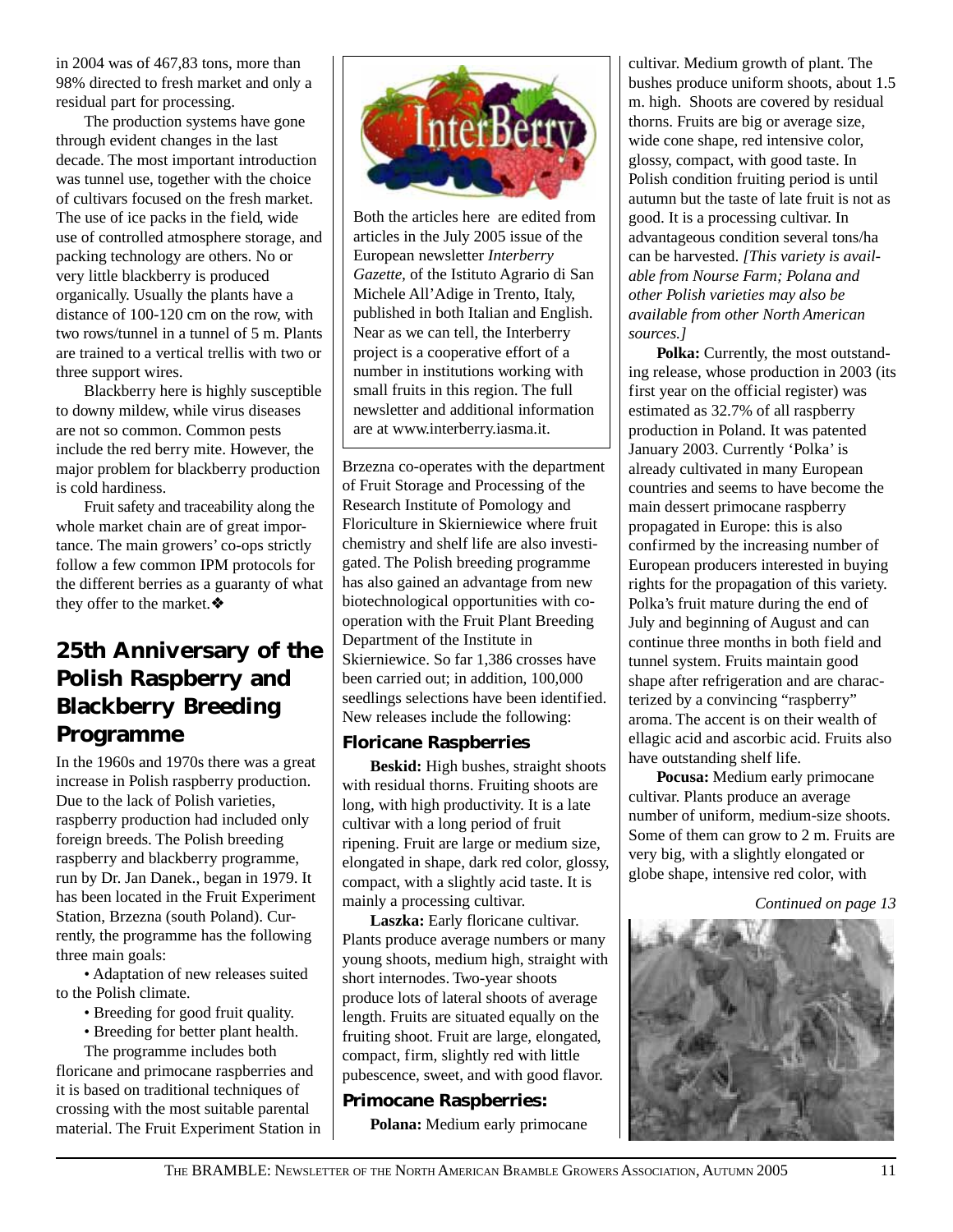in 2004 was of 467,83 tons, more than 98% directed to fresh market and only a residual part for processing.

The production systems have gone through evident changes in the last decade. The most important introduction was tunnel use, together with the choice of cultivars focused on the fresh market. The use of ice packs in the field, wide use of controlled atmosphere storage, and packing technology are others. No or very little blackberry is produced organically. Usually the plants have a distance of 100-120 cm on the row, with two rows/tunnel in a tunnel of 5 m. Plants are trained to a vertical trellis with two or three support wires.

Blackberry here is highly susceptible to downy mildew, while virus diseases are not so common. Common pests include the red berry mite. However, the major problem for blackberry production is cold hardiness.

Fruit safety and traceability along the whole market chain are of great importance. The main growers' co-ops strictly follow a few common IPM protocols for the different berries as a guaranty of what they offer to the market.❖

Both the articles here are edited from articles in the July 2005 issue of the European newsletter *Interberry Gazette*, of the Istituto Agrario di San Michele All'Adige in Trento, Italy, published in both Italian and English. Near as we can tell, the Interberry project is a cooperative effort of a number in institutions working with small fruits in this region. The full newsletter and additional information are at www.interberry.iasma.it.

## 25th Anniversary of the Polish Raspberry and Blackberry Breeding Programme

In the 1960s and 1970s there was a great increase in Polish raspberry production. Due to the lack of Polish varieties, raspberry production had included only foreign breeds. The Polish breeding raspberry and blackberry programme, run by Dr. Jan Danek., began in 1979. It has been located in the Fruit Experiment Station, Brzezna (south Poland). Currently, the programme has the following three main goals:

- Adaptation of new releases suited to the Polish climate.
- Breeding for good fruit quality.
- Breeding for better plant health.

The programme includes both floricane and primocane raspberries and it is based on traditional techniques of crossing with the most suitable parental material. The Fruit Experiment Station in Brzezna co-operates with the department of Fruit Storage and Processing of the Research Institute of Pomology and Floriculture in Skierniewice where fruit chemistry and shelf life are also investigated. The Polish breeding programme has also gained an advantage from new biotechnological opportunities with cooperation with the Fruit Plant Breeding Department of the Institute in Skierniewice. So far 1,386 crosses have been carried out; in addition, 100,000 seedlings selections have been identified. New releases include the following:

### Floricane Raspberries

**Beskid:** High bushes, straight shoots with residual thorns. Fruiting shoots are long, with high productivity. It is a late cultivar with a long period of fruit ripening. Fruit are large or medium size, elongated in shape, dark red color, glossy, compact, with a slightly acid taste. It is mainly a processing cultivar.

**Laszka:** Early floricane cultivar. Plants produce average numbers or many young shoots, medium high, straight with short internodes. Two-year shoots produce lots of lateral shoots of average length. Fruits are situated equally on the fruiting shoot. Fruit are large, elongated, compact, firm, slightly red with little pubescence, sweet, and with good flavor.

### Primocane Raspberries:

**Polana:** Medium early primocane cultivar. Medium growth of plant. The bushes produce uniform shoots, about 1.5 m. high. Shoots are covered by residual thorns. Fruits are big or average size, wide cone shape, red intensive color, glossy, compact, with good taste. In Polish condition fruiting period is until autumn but the taste of late fruit is not as good. It is a processing cultivar. In advantageous condition several tons/ha can be harvested. *[This variety is available from Nourse Farm; Polana and other Polish varieties may also be available from other North American sources.]*

**Polka:** Currently, the most outstanding release, whose production in 2003 (its first year on the official register) was estimated as 32.7% of all raspberry production in Poland. It was patented January 2003. Currently 'Polka' is already cultivated in many European countries and seems to have become the main dessert primocane raspberry propagated in Europe: this is also confirmed by the increasing number of European producers interested in buying rights for the propagation of this variety. Polka's fruit mature during the end of July and beginning of August and can continue three months in both field and tunnel system. Fruits maintain good shape after refrigeration and are characterized by a convincing "raspberry" aroma. The accent is on their wealth of ellagic acid and ascorbic acid. Fruits also have outstanding shelf life.

**Pocusa:** Medium early primocane cultivar. Plants produce an average number of uniform, medium-size shoots. Some of them can grow to 2 m. Fruits are very big, with a slightly elongated or globe shape, intensive red color, with

*Continued on page 13*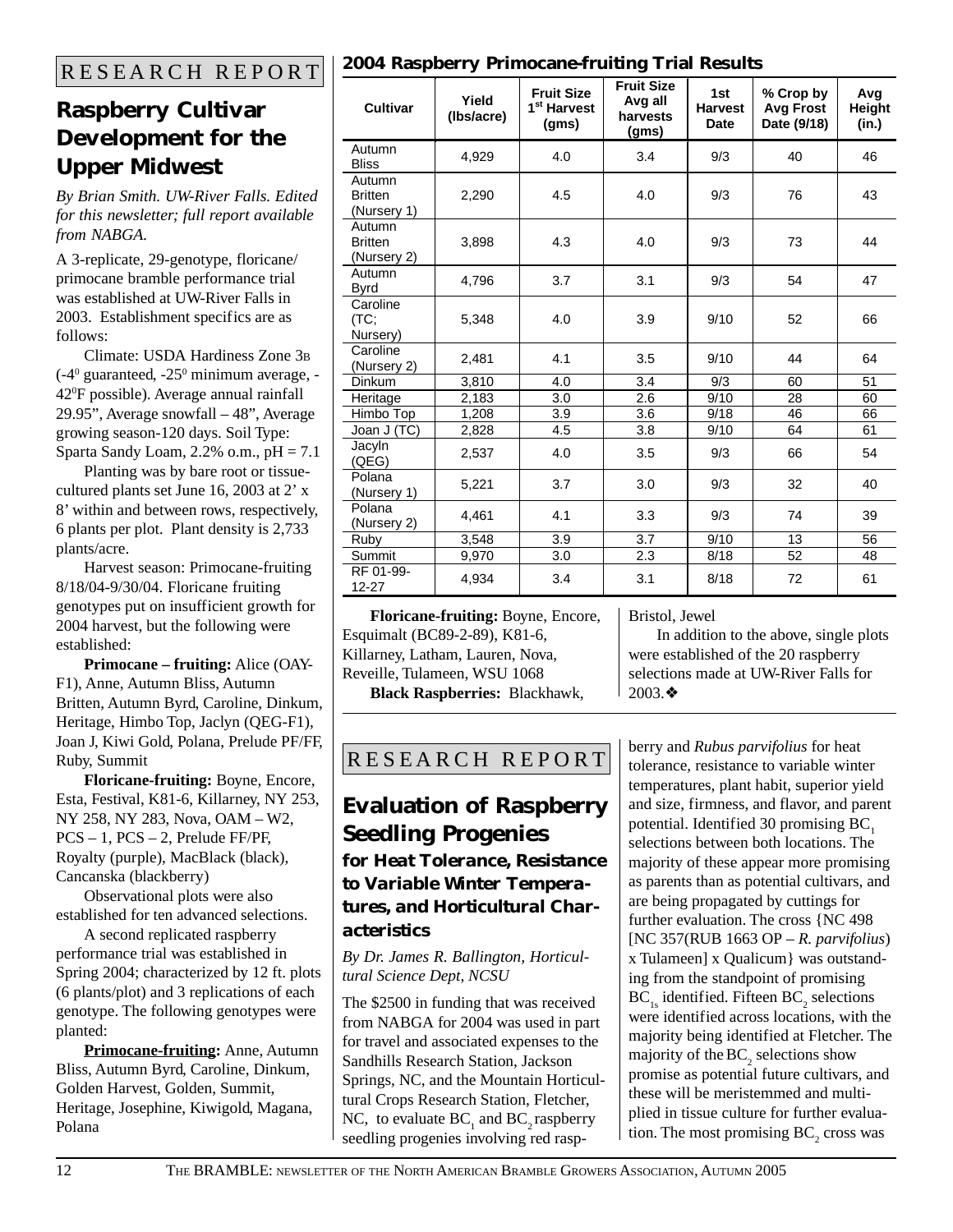RESEARCH REPORT

## Raspberry Cultivar Development for the Upper Midwest

*By Brian Smith. UW-River Falls. Edited for this newsletter; full report available from NABGA.*

A 3-replicate, 29-genotype, floricane/primocane bramble performance trial was established at UW-River Falls in 2003. Establishment specifics are as follows:

Climate: USDA Hardiness Zone 3B (-4$^0$ guaranteed, -25$^0$ minimum average, -42$^0$F possible). Average annual rainfall 29.95", Average snowfall – 48", Average growing season-120 days. Soil Type: Sparta Sandy Loam, 2.2% o.m., pH = 7.1

Planting was by bare root or tissue-cultured plants set June 16, 2003 at 2' x 8' within and between rows, respectively, 6 plants per plot. Plant density is 2,733 plants/acre.

Harvest season: Primocane-fruiting 8/18/04-9/30/04. Floricane fruiting genotypes put on insufficient growth for 2004 harvest, but the following were established:

**Primocane – fruiting:** Alice (OAY-F1), Anne, Autumn Bliss, Autumn Britten, Autumn Byrd, Caroline, Dinkum, Heritage, Himbo Top, Jaclyn (QEG-F1), Joan J, Kiwi Gold, Polana, Prelude PF/FF, Ruby, Summit

**Floricane-fruiting:** Boyne, Encore, Esta, Festival, K81-6, Killarney, NY 253, NY 258, NY 283, Nova, OAM – W2, PCS – 1, PCS – 2, Prelude FF/PF, Royalty (purple), MacBlack (black), Cancanska (blackberry)

Observational plots were also established for ten advanced selections.

A second replicated raspberry performance trial was established in Spring 2004; characterized by 12 ft. plots (6 plants/plot) and 3 replications of each genotype. The following genotypes were planted:

**Primocane-fruiting:** Anne, Autumn Bliss, Autumn Byrd, Caroline, Dinkum, Golden Harvest, Golden, Summit, Heritage, Josephine, Kiwigold, Magana, Polana

**2004 Raspberry Primocane-fruiting Trial Results**

| Cultivar | Yield (lbs/acre) | Fruit Size 1st Harvest (gms) | Fruit Size Avg all harvests (gms) | 1st Harvest Date | % Crop by Avg Frost Date (9/18) | Avg Height (in.) |
|---|---|---|---|---|---|---|
| Autumn Bliss | 4,929 | 4.0 | 3.4 | 9/3 | 40 | 46 |
| Autumn Britten (Nursery 1) | 2,290 | 4.5 | 4.0 | 9/3 | 76 | 43 |
| Autumn Britten (Nursery 2) | 3,898 | 4.3 | 4.0 | 9/3 | 73 | 44 |
| Autumn Byrd | 4,796 | 3.7 | 3.1 | 9/3 | 54 | 47 |
| Caroline (TC; Nursery) | 5,348 | 4.0 | 3.9 | 9/10 | 52 | 66 |
| Caroline (Nursery 2) | 2,481 | 4.1 | 3.5 | 9/10 | 44 | 64 |
| Dinkum | 3,810 | 4.0 | 3.4 | 9/3 | 60 | 51 |
| Heritage | 2,183 | 3.0 | 2.6 | 9/10 | 28 | 60 |
| Himbo Top | 1,208 | 3.9 | 3.6 | 9/18 | 46 | 66 |
| Joan J (TC) | 2,828 | 4.5 | 3.8 | 9/10 | 64 | 61 |
| Jacyln (QEG) | 2,537 | 4.0 | 3.5 | 9/3 | 66 | 54 |
| Polana (Nursery 1) | 5,221 | 3.7 | 3.0 | 9/3 | 32 | 40 |
| Polana (Nursery 2) | 4,461 | 4.1 | 3.3 | 9/3 | 74 | 39 |
| Ruby | 3,548 | 3.9 | 3.7 | 9/10 | 13 | 56 |
| Summit | 9,970 | 3.0 | 2.3 | 8/18 | 52 | 48 |
| RF 01-99-12-27 | 4,934 | 3.4 | 3.1 | 8/18 | 72 | 61 |

**Floricane-fruiting:** Boyne, Encore, Esquimalt (BC89-2-89), K81-6, Killarney, Latham, Lauren, Nova, Reveille, Tulameen, WSU 1068

**Black Raspberries:** Blackhawk, Bristol, Jewel

In addition to the above, single plots were established of the 20 raspberry selections made at UW-River Falls for 2003.❖

RESEARCH REPORT

## Evaluation of Raspberry Seedling Progenies

### for Heat Tolerance, Resistance to Variable Winter Temperatures, and Horticultural Characteristics

*By Dr. James R. Ballington, Horticultural Science Dept, NCSU*

The $2500 in funding that was received from NABGA for 2004 was used in part for travel and associated expenses to the Sandhills Research Station, Jackson Springs, NC, and the Mountain Horticultural Crops Research Station, Fletcher, NC, to evaluate $BC_1$ and $BC_2$ raspberry seedling progenies involving red raspberry and *Rubus parvifolius* for heat tolerance, resistance to variable winter temperatures, plant habit, superior yield and size, firmness, and flavor, and parent potential. Identified 30 promising $BC_1$ selections between both locations. The majority of these appear more promising as parents than as potential cultivars, and are being propagated by cuttings for further evaluation. The cross {NC 498 [NC 357(RUB 1663 OP – *R. parvifolius*) x Tulameen] x Qualicum} was outstanding from the standpoint of promising $BC_{1s}$ identified. Fifteen $BC_2$ selections were identified across locations, with the majority being identified at Fletcher. The majority of the $BC_2$ selections show promise as potential future cultivars, and these will be meristemmed and multiplied in tissue culture for further evaluation. The most promising $BC_2$ cross was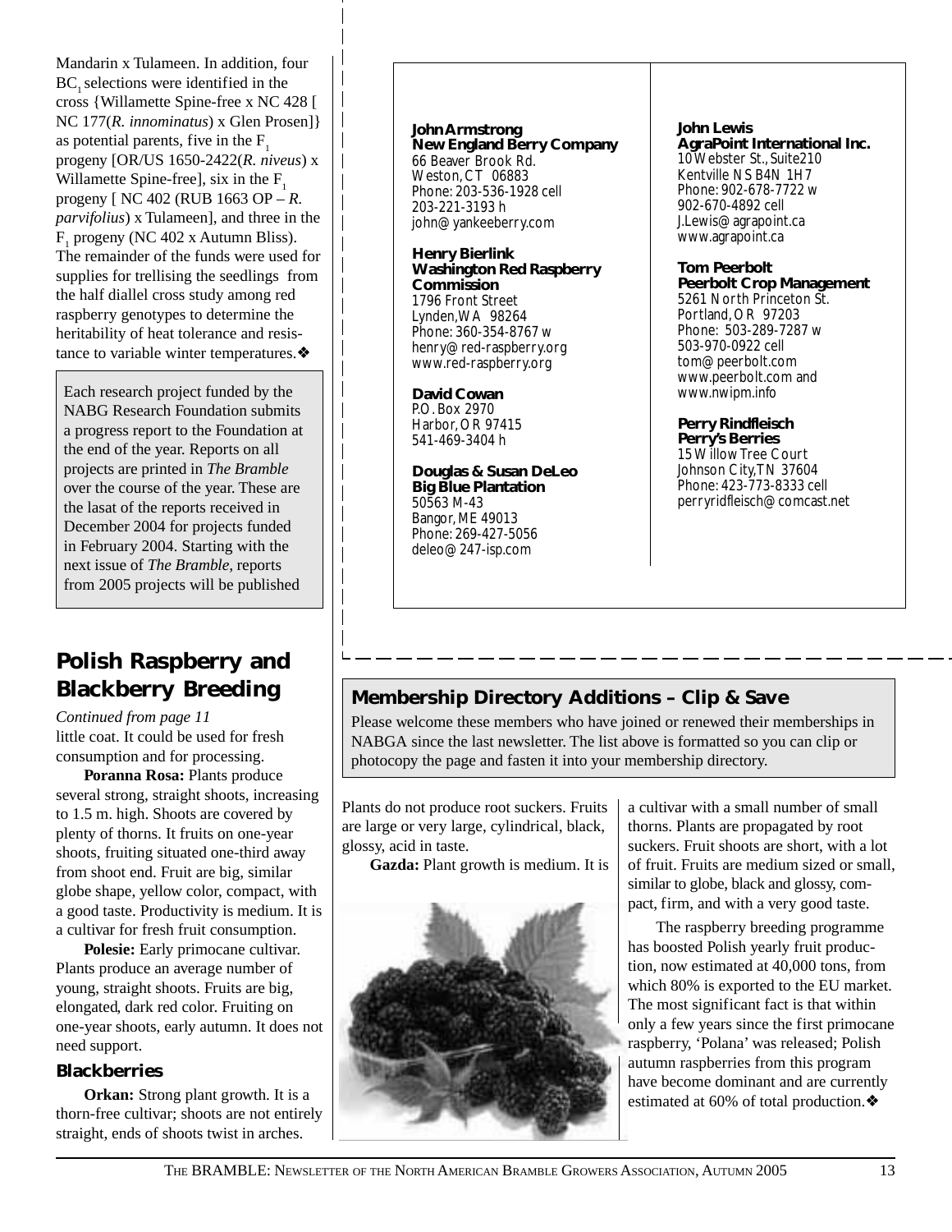Mandarin x Tulameen. In addition, four $BC_1$ selections were identified in the cross {Willamette Spine-free x NC 428 [ NC 177(*R. innominatus*) x Glen Prosen]} as potential parents, five in the $F_1$ progeny [OR/US 1650-2422(*R. niveus*) x Willamette Spine-free], six in the $F_1$ progeny [ NC 402 (RUB 1663 OP – *R. parvifolius*) x Tulameen], and three in the $F_1$ progeny (NC 402 x Autumn Bliss). The remainder of the funds were used for supplies for trellising the seedlings from the half diallel cross study among red raspberry genotypes to determine the heritability of heat tolerance and resistance to variable winter temperatures.❖

Each research project funded by the NABG Research Foundation submits a progress report to the Foundation at the end of the year. Reports on all projects are printed in *The Bramble* over the course of the year. These are the lasat of the reports received in December 2004 for projects funded in February 2004. Starting with the next issue of *The Bramble,* reports from 2005 projects will be published

**John Armstrong**
**New England Berry Company**
66 Beaver Brook Rd.
Weston, CT 06883
Phone: 203-536-1928 cell
203-221-3193 h
john@yankeeberry.com

**Henry Bierlink**
**Washington Red Raspberry Commission**
1796 Front Street
Lynden, WA 98264
Phone: 360-354-8767 w
henry@red-raspberry.org
www.red-raspberry.org

**David Cowan**
P.O. Box 2970
Harbor, OR 97415
541-469-3404 h

**Douglas & Susan DeLeo**
**Big Blue Plantation**
50563 M-43
Bangor, ME 49013
Phone: 269-427-5056
deleo@247-isp.com

**John Lewis**
**AgraPoint International Inc.**
10 Webster St., Suite210
Kentville NS B4N 1H7
Phone: 902-678-7722 w
902-670-4892 cell
J.Lewis@agrapoint.ca
www.agrapoint.ca

**Tom Peerbolt**
**Peerbolt Crop Management**
5261 North Princeton St.
Portland, OR 97203
Phone: 503-289-7287 w
503-970-0922 cell
tom@peerbolt.com
www.peerbolt.com and
www.nwipm.info

**Perry Rindfleisch**
**Perry's Berries**
15 Willow Tree Court
Johnson City, TN 37604
Phone: 423-773-8333 cell
perryridfleisch@comcast.net

## Membership Directory Additions – Clip & Save

Please welcome these members who have joined or renewed their memberships in NABGA since the last newsletter. The list above is formatted so you can clip or photocopy the page and fasten it into your membership directory.

## Polish Raspberry and Blackberry Breeding

*Continued from page 11*

little coat. It could be used for fresh consumption and for processing.

**Poranna Rosa:** Plants produce several strong, straight shoots, increasing to 1.5 m. high. Shoots are covered by plenty of thorns. It fruits on one-year shoots, fruiting situated one-third away from shoot end. Fruit are big, similar globe shape, yellow color, compact, with a good taste. Productivity is medium. It is a cultivar for fresh fruit consumption.

**Polesie:** Early primocane cultivar. Plants produce an average number of young, straight shoots. Fruits are big, elongated, dark red color. Fruiting on one-year shoots, early autumn. It does not need support.

### Blackberries

**Orkan:** Strong plant growth. It is a thorn-free cultivar; shoots are not entirely straight, ends of shoots twist in arches. Plants do not produce root suckers. Fruits are large or very large, cylindrical, black, glossy, acid in taste.

**Gazda:** Plant growth is medium. It is a cultivar with a small number of small thorns. Plants are propagated by root suckers. Fruit shoots are short, with a lot of fruit. Fruits are medium sized or small, similar to globe, black and glossy, compact, firm, and with a very good taste.

The raspberry breeding programme has boosted Polish yearly fruit production, now estimated at 40,000 tons, from which 80% is exported to the EU market. The most significant fact is that within only a few years since the first primocane raspberry, 'Polana' was released; Polish autumn raspberries from this program have become dominant and are currently estimated at 60% of total production.❖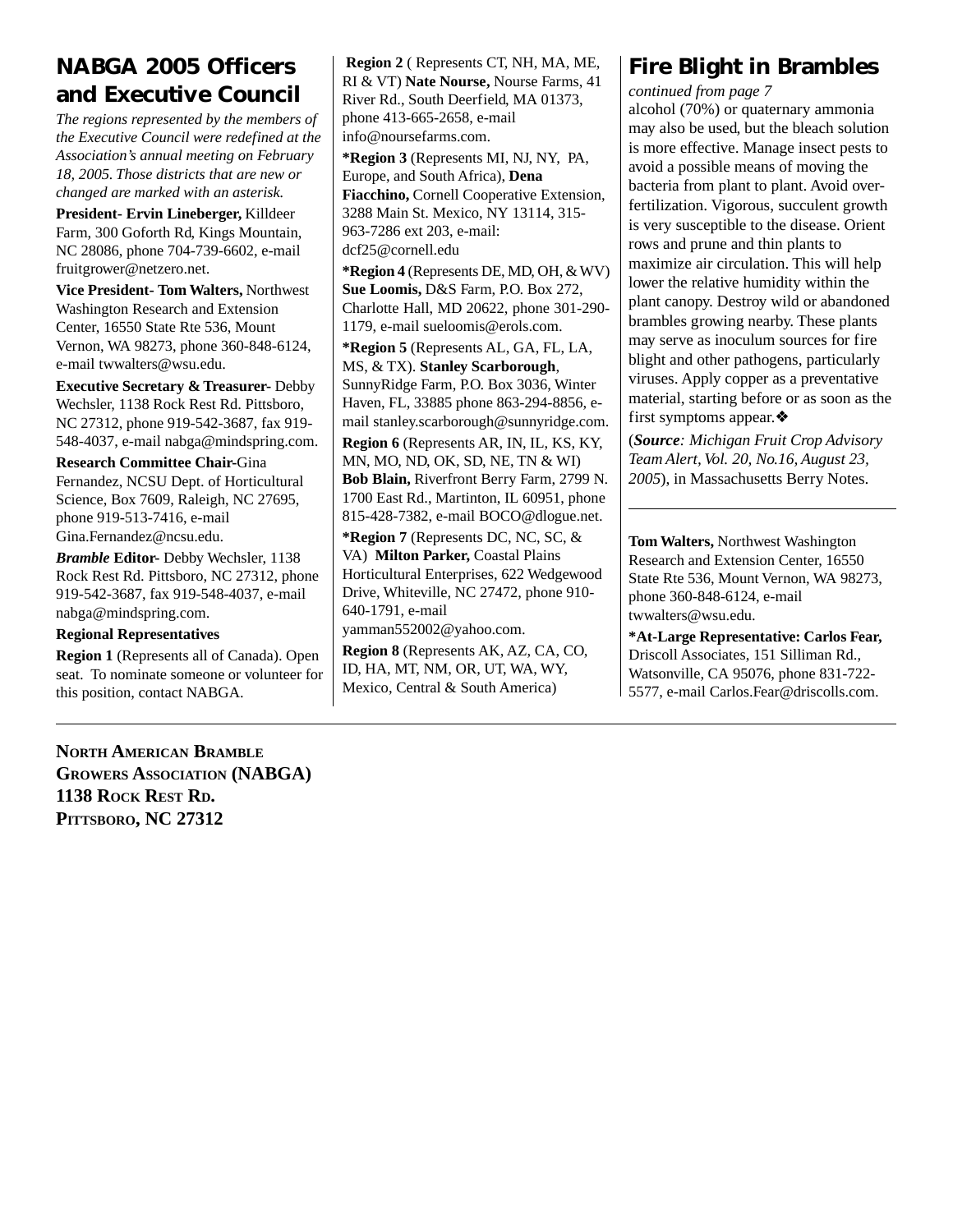## NABGA 2005 Officers and Executive Council

*The regions represented by the members of the Executive Council were redefined at the Association's annual meeting on February 18, 2005. Those districts that are new or changed are marked with an asterisk.*

**President- Ervin Lineberger,** Killdeer Farm, 300 Goforth Rd, Kings Mountain, NC 28086, phone 704-739-6602, e-mail fruitgrower@netzero.net.

**Vice President- Tom Walters,** Northwest Washington Research and Extension Center, 16550 State Rte 536, Mount Vernon, WA 98273, phone 360-848-6124, e-mail twwalters@wsu.edu.

**Executive Secretary & Treasurer-** Debby Wechsler, 1138 Rock Rest Rd. Pittsboro, NC 27312, phone 919-542-3687, fax 919-548-4037, e-mail nabga@mindspring.com.

**Research Committee Chair-**Gina Fernandez, NCSU Dept. of Horticultural Science, Box 7609, Raleigh, NC 27695, phone 919-513-7416, e-mail Gina.Fernandez@ncsu.edu.

***Bramble* Editor-** Debby Wechsler, 1138 Rock Rest Rd. Pittsboro, NC 27312, phone 919-542-3687, fax 919-548-4037, e-mail nabga@mindspring.com.

**Regional Representatives**

**Region 1** (Represents all of Canada). Open seat. To nominate someone or volunteer for this position, contact NABGA.

**Region 2** ( Represents CT, NH, MA, ME, RI & VT) **Nate Nourse,** Nourse Farms, 41 River Rd., South Deerfield, MA 01373, phone 413-665-2658, e-mail info@noursefarms.com.

***Region 3** (Represents MI, NJ, NY, PA, Europe, and South Africa), **Dena Fiacchino,** Cornell Cooperative Extension, 3288 Main St. Mexico, NY 13114, 315-963-7286 ext 203, e-mail: dcf25@cornell.edu

***Region 4** (Represents DE, MD, OH, & WV) **Sue Loomis,** D&S Farm, P.O. Box 272, Charlotte Hall, MD 20622, phone 301-290-1179, e-mail sueloomis@erols.com.

***Region 5** (Represents AL, GA, FL, LA, MS, & TX). **Stanley Scarborough**, SunnyRidge Farm, P.O. Box 3036, Winter Haven, FL, 33885 phone 863-294-8856, e-mail stanley.scarborough@sunnyridge.com.

**Region 6** (Represents AR, IN, IL, KS, KY, MN, MO, ND, OK, SD, NE, TN & WI) **Bob Blain,** Riverfront Berry Farm, 2799 N. 1700 East Rd., Martinton, IL 60951, phone 815-428-7382, e-mail BOCO@dlogue.net.

***Region 7** (Represents DC, NC, SC, & VA) **Milton Parker,** Coastal Plains Horticultural Enterprises, 622 Wedgewood Drive, Whiteville, NC 27472, phone 910-640-1791, e-mail yamman552002@yahoo.com.

**Region 8** (Represents AK, AZ, CA, CO, ID, HA, MT, NM, OR, UT, WA, WY, Mexico, Central & South America)

**Tom Walters,** Northwest Washington Research and Extension Center, 16550 State Rte 536, Mount Vernon, WA 98273, phone 360-848-6124, e-mail twwalters@wsu.edu.

***At-Large Representative: Carlos Fear,** Driscoll Associates, 151 Silliman Rd., Watsonville, CA 95076, phone 831-722-5577, e-mail Carlos.Fear@driscolls.com.

## Fire Blight in Brambles

*continued from page 7*

alcohol (70%) or quaternary ammonia may also be used, but the bleach solution is more effective. Manage insect pests to avoid a possible means of moving the bacteria from plant to plant. Avoid over-fertilization. Vigorous, succulent growth is very susceptible to the disease. Orient rows and prune and thin plants to maximize air circulation. This will help lower the relative humidity within the plant canopy. Destroy wild or abandoned brambles growing nearby. These plants may serve as inoculum sources for fire blight and other pathogens, particularly viruses. Apply copper as a preventative material, starting before or as soon as the first symptoms appear.❖

(***Source**: Michigan Fruit Crop Advisory Team Alert, Vol. 20, No.16, August 23, 2005*), in Massachusetts Berry Notes.

**NORTH AMERICAN BRAMBLE GROWERS ASSOCIATION (NABGA)**
**1138 ROCK REST RD.**
**PITTSBORO, NC 27312**